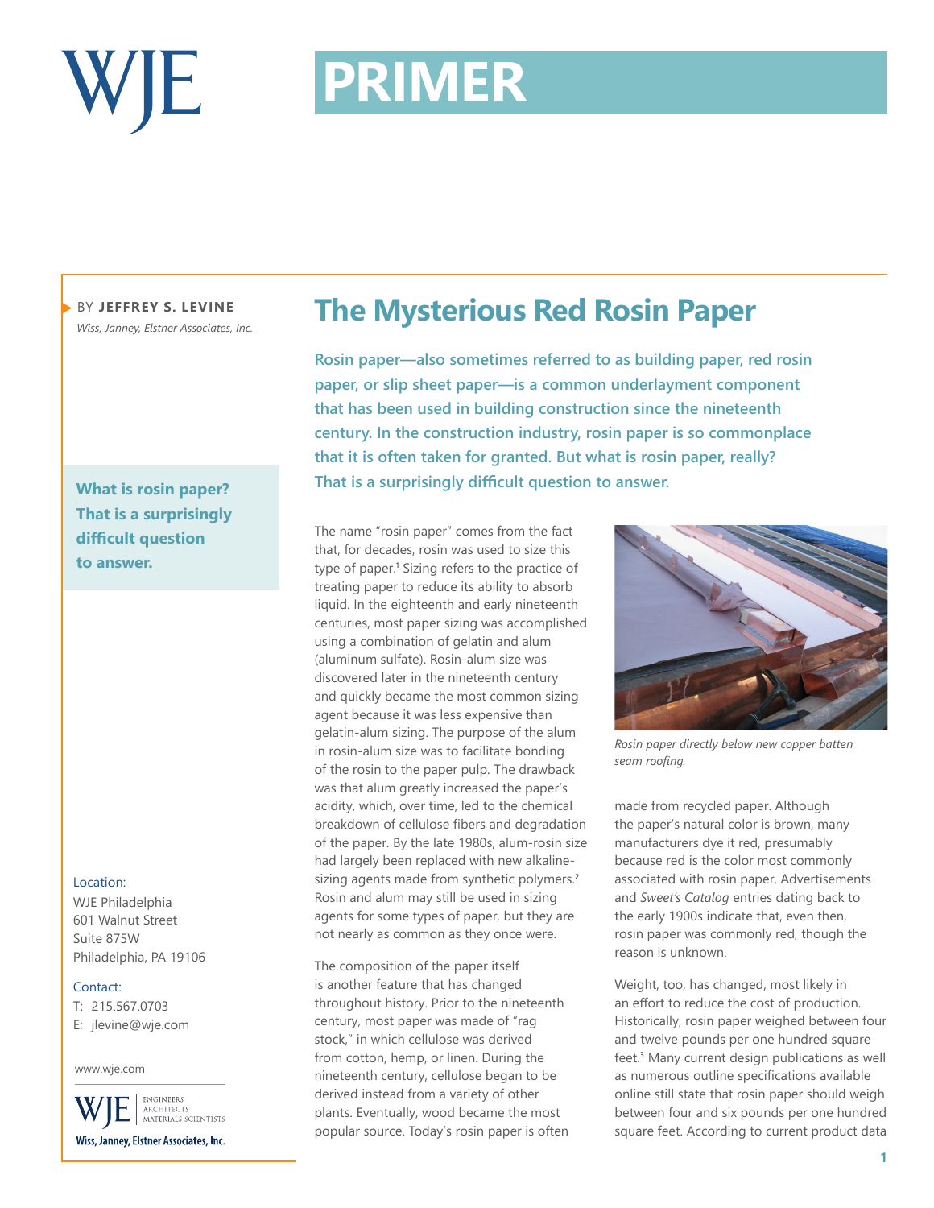# PRIMER

BY **JEFFREY S. LEVINE**
*Wiss, Janney, Elstner Associates, Inc.*

## The Mysterious Red Rosin Paper

**Rosin paper—also sometimes referred to as building paper, red rosin paper, or slip sheet paper—is a common underlayment component that has been used in building construction since the nineteenth century. In the construction industry, rosin paper is so commonplace that it is often taken for granted. But what is rosin paper, really? That is a surprisingly difficult question to answer.**

> **What is rosin paper? That is a surprisingly difficult question to answer.**

The name "rosin paper" comes from the fact that, for decades, rosin was used to size this type of paper.[1] Sizing refers to the practice of treating paper to reduce its ability to absorb liquid. In the eighteenth and early nineteenth centuries, most paper sizing was accomplished using a combination of gelatin and alum (aluminum sulfate). Rosin-alum size was discovered later in the nineteenth century and quickly became the most common sizing agent because it was less expensive than gelatin-alum sizing. The purpose of the alum in rosin-alum size was to facilitate bonding of the rosin to the paper pulp. The drawback was that alum greatly increased the paper's acidity, which, over time, led to the chemical breakdown of cellulose fibers and degradation of the paper. By the late 1980s, alum-rosin size had largely been replaced with new alkaline-sizing agents made from synthetic polymers.[2] Rosin and alum may still be used in sizing agents for some types of paper, but they are not nearly as common as they once were.

The composition of the paper itself is another feature that has changed throughout history. Prior to the nineteenth century, most paper was made of "rag stock," in which cellulose was derived from cotton, hemp, or linen. During the nineteenth century, cellulose began to be derived instead from a variety of other plants. Eventually, wood became the most popular source. Today's rosin paper is often made from recycled paper. Although the paper's natural color is brown, many manufacturers dye it red, presumably because red is the color most commonly associated with rosin paper. Advertisements and *Sweet's Catalog* entries dating back to the early 1900s indicate that, even then, rosin paper was commonly red, though the reason is unknown.

*Rosin paper directly below new copper batten seam roofing.*

Weight, too, has changed, most likely in an effort to reduce the cost of production. Historically, rosin paper weighed between four and twelve pounds per one hundred square feet.[3] Many current design publications as well as numerous outline specifications available online still state that rosin paper should weigh between four and six pounds per one hundred square feet. According to current product data

Location:
WJE Philadelphia
601 Walnut Street
Suite 875W
Philadelphia, PA 19106

Contact:
T: 215.567.0703
E: jlevine@wje.com

www.wje.com

WJE | ENGINEERS ARCHITECTS MATERIALS SCIENTISTS
Wiss, Janney, Elstner Associates, Inc.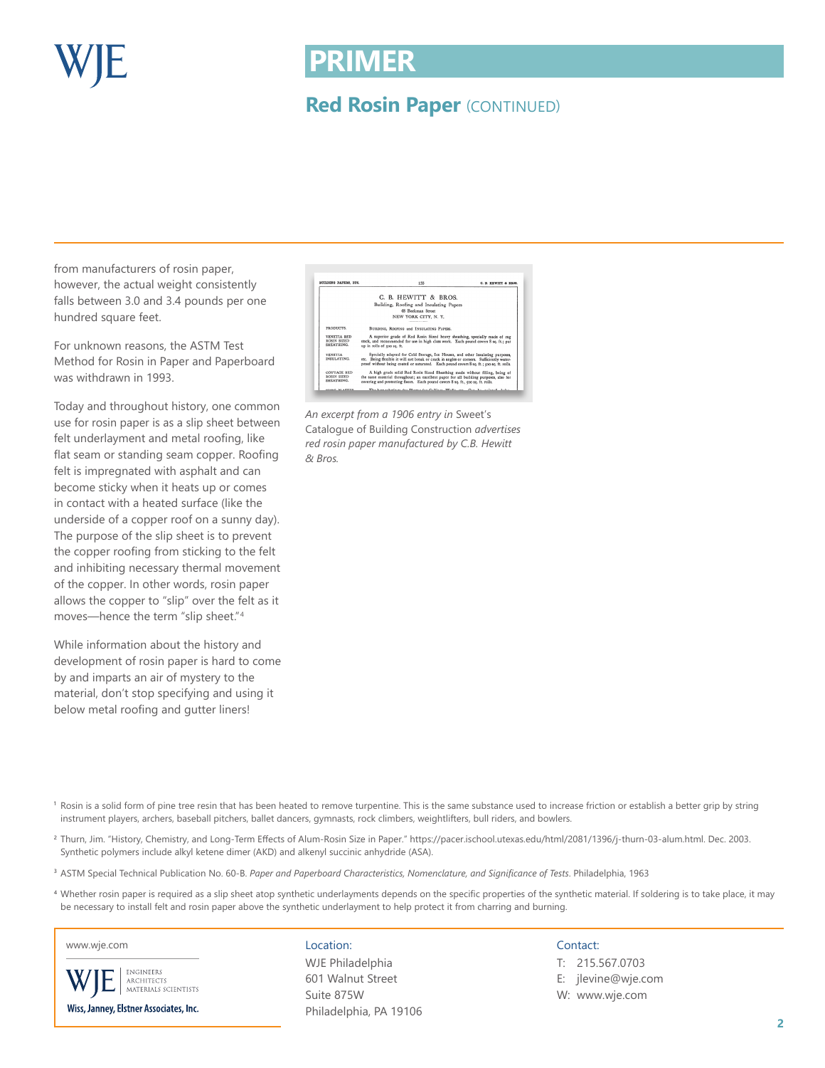## Red Rosin Paper (CONTINUED)

from manufacturers of rosin paper, however, the actual weight consistently falls between 3.0 and 3.4 pounds per one hundred square feet.

For unknown reasons, the ASTM Test Method for Rosin in Paper and Paperboard was withdrawn in 1993.

Today and throughout history, one common use for rosin paper is as a slip sheet between felt underlayment and metal roofing, like flat seam or standing seam copper. Roofing felt is impregnated with asphalt and can become sticky when it heats up or comes in contact with a heated surface (like the underside of a copper roof on a sunny day). The purpose of the slip sheet is to prevent the copper roofing from sticking to the felt and inhibiting necessary thermal movement of the copper. In other words, rosin paper allows the copper to "slip" over the felt as it moves—hence the term "slip sheet."[4]

While information about the history and development of rosin paper is hard to come by and imparts an air of mystery to the material, don't stop specifying and using it below metal roofing and gutter liners!

*An excerpt from a 1906 entry in* Sweet's Catalogue of Building Construction *advertises red rosin paper manufactured by C.B. Hewitt & Bros.*

---

[1] Rosin is a solid form of pine tree resin that has been heated to remove turpentine. This is the same substance used to increase friction or establish a better grip by string instrument players, archers, baseball pitchers, ballet dancers, gymnasts, rock climbers, weightlifters, bull riders, and bowlers.

[2] Thurn, Jim. "History, Chemistry, and Long-Term Effects of Alum-Rosin Size in Paper." https://pacer.ischool.utexas.edu/html/2081/1396/j-thurn-03-alum.html. Dec. 2003. Synthetic polymers include alkyl ketene dimer (AKD) and alkenyl succinic anhydride (ASA).

[3] ASTM Special Technical Publication No. 60-B. *Paper and Paperboard Characteristics, Nomenclature, and Significance of Tests*. Philadelphia, 1963

[4] Whether rosin paper is required as a slip sheet atop synthetic underlayments depends on the specific properties of the synthetic material. If soldering is to take place, it may be necessary to install felt and rosin paper above the synthetic underlayment to help protect it from charring and burning.

---

www.wje.com

WJE ENGINEERS ARCHITECTS MATERIALS SCIENTISTS

Wiss, Janney, Elstner Associates, Inc.

Location:
WJE Philadelphia
601 Walnut Street
Suite 875W
Philadelphia, PA 19106

Contact:
T: 215.567.0703
E: jlevine@wje.com
W: www.wje.com